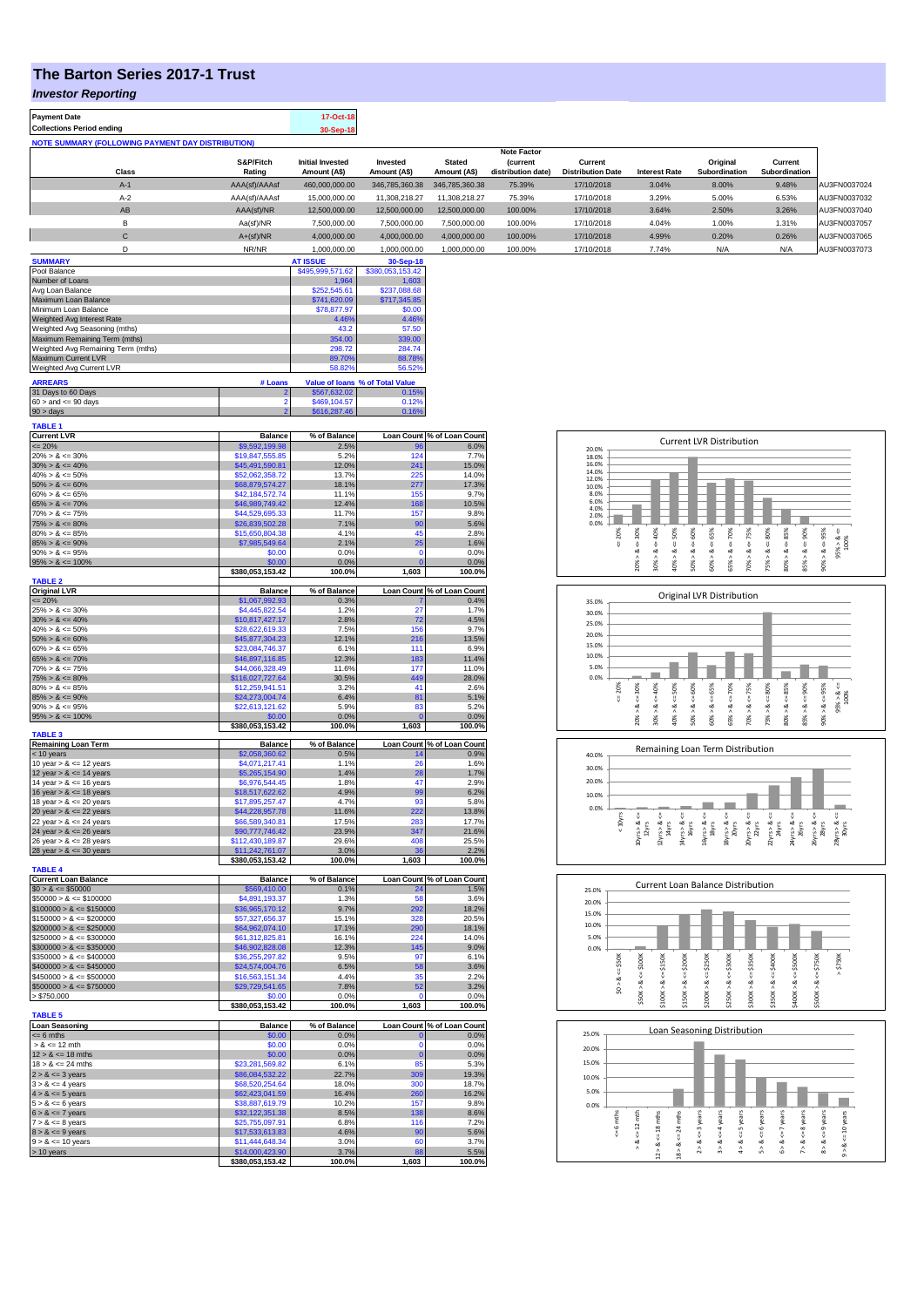# The Barton Series 2017-1 Trust

## *Investor Reporting*

| Payment Date | 17-Oct-18 |
|---|---|
| Collections Period ending | 30-Sep-18 |

**NOTE SUMMARY (FOLLOWING PAYMENT DAY DISTRIBUTION)**

| Class | S&P/Fitch Rating | Initial Invested Amount (A$) | Invested Amount (A$) | Stated Amount (A$) | Note Factor (current distribution date) | Current Distribution Date | Interest Rate | Original Subordination | Current Subordination | |
|---|---|---|---|---|---|---|---|---|---|---|
| A-1 | AAA(sf)/AAAsf | 460,000,000.00 | 346,785,360.38 | 346,785,360.38 | 75.39% | 17/10/2018 | 3.04% | 8.00% | 9.48% | AU3FN0037024 |
| A-2 | AAA(sf)/AAAsf | 15,000,000.00 | 11,308,218.27 | 11,308,218.27 | 75.39% | 17/10/2018 | 3.29% | 5.00% | 6.53% | AU3FN0037032 |
| AB | AAA(sf)/NR | 12,500,000.00 | 12,500,000.00 | 12,500,000.00 | 100.00% | 17/10/2018 | 3.64% | 2.50% | 3.26% | AU3FN0037040 |
| B | Aa(sf)/NR | 7,500,000.00 | 7,500,000.00 | 7,500,000.00 | 100.00% | 17/10/2018 | 4.04% | 1.00% | 1.31% | AU3FN0037057 |
| C | A+(sf)/NR | 4,000,000.00 | 4,000,000.00 | 4,000,000.00 | 100.00% | 17/10/2018 | 4.99% | 0.20% | 0.26% | AU3FN0037065 |
| D | NR/NR | 1,000,000.00 | 1,000,000.00 | 1,000,000.00 | 100.00% | 17/10/2018 | 7.74% | N/A | N/A | AU3FN0037073 |

| SUMMARY | AT ISSUE | 30-Sep-18 |
|---|---|---|
| Pool Balance | $495,999,571.62 | $380,053,153.42 |
| Number of Loans | 1,964 | 1,603 |
| Avg Loan Balance | $252,545.61 | $237,088.68 |
| Maximum Loan Balance | $741,620.09 | $717,345.85 |
| Minimum Loan Balance | $78,877.97 | $0.00 |
| Weighted Avg Interest Rate | 4.46% | 4.46% |
| Weighted Avg Seasoning (mths) | 43.2 | 57.50 |
| Maximum Remaining Term (mths) | 354.00 | 339.00 |
| Weighted Avg Remaining Term (mths) | 298.72 | 284.74 |
| Maximum Current LVR | 89.70% | 88.78% |
| Weighted Avg Current LVR | 58.82% | 56.52% |

| ARREARS | # Loans | Value of loans | % of Total Value |
|---|---|---|---|
| 31 Days to 60 Days | 2 | $567,632.02 | 0.15% |
| 60 > and <= 90 days | 2 | $469,104.57 | 0.12% |
| 90 > days | 2 | $616,287.46 | 0.16% |

**TABLE 1**

| Current LVR | Balance | % of Balance | Loan Count | % of Loan Count |
|---|---|---|---|---|
| <= 20% | $9,592,199.98 | 2.5% | 96 | 6.0% |
| 20% > & <= 30% | $19,847,555.85 | 5.2% | 124 | 7.7% |
| 30% > & <= 40% | $45,491,590.81 | 12.0% | 241 | 15.0% |
| 40% > & <= 50% | $52,062,358.72 | 13.7% | 225 | 14.0% |
| 50% > & <= 60% | $68,879,574.27 | 18.1% | 277 | 17.3% |
| 60% > & <= 65% | $42,184,572.74 | 11.1% | 155 | 9.7% |
| 65% > & <= 70% | $46,989,749.42 | 12.4% | 168 | 10.5% |
| 70% > & <= 75% | $44,529,695.33 | 11.7% | 157 | 9.8% |
| 75% > & <= 80% | $26,839,502.28 | 7.1% | 90 | 5.6% |
| 80% > & <= 85% | $15,650,804.38 | 4.1% | 45 | 2.8% |
| 85% > & <= 90% | $7,985,549.64 | 2.1% | 25 | 1.6% |
| 90% > & <= 95% | $0.00 | 0.0% | 0 | 0.0% |
| 95% > & <= 100% | $0.00 | 0.0% | 0 | 0.0% |
| | $380,053,153.42 | 100.0% | 1,603 | 100.0% |

**TABLE 2**

| Original LVR | Balance | % of Balance | Loan Count | % of Loan Count |
|---|---|---|---|---|
| <= 20% | $1,067,992.93 | 0.3% | 7 | 0.4% |
| 25% > & <= 30% | $4,445,822.54 | 1.2% | 27 | 1.7% |
| 30% > & <= 40% | $10,817,427.17 | 2.8% | 72 | 4.5% |
| 40% > & <= 50% | $28,622,619.33 | 7.5% | 156 | 9.7% |
| 50% > & <= 60% | $45,877,304.23 | 12.1% | 216 | 13.5% |
| 60% > & <= 65% | $23,084,746.37 | 6.1% | 111 | 6.9% |
| 65% > & <= 70% | $46,897,116.85 | 12.3% | 183 | 11.4% |
| 70% > & <= 75% | $44,066,328.49 | 11.6% | 177 | 11.0% |
| 75% > & <= 80% | $116,027,727.64 | 30.5% | 449 | 28.0% |
| 80% > & <= 85% | $12,259,941.51 | 3.2% | 41 | 2.6% |
| 85% > & <= 90% | $24,273,004.74 | 6.4% | 81 | 5.1% |
| 90% > & <= 95% | $22,613,121.62 | 5.9% | 83 | 5.2% |
| 95% > & <= 100% | $0.00 | 0.0% | 0 | 0.0% |
| | $380,053,153.42 | 100.0% | 1,603 | 100.0% |

**TABLE 3**

| Remaining Loan Term | Balance | % of Balance | Loan Count | % of Loan Count |
|---|---|---|---|---|
| < 10 years | $2,058,360.62 | 0.5% | 14 | 0.9% |
| 10 year > & <= 12 years | $4,071,217.41 | 1.1% | 26 | 1.6% |
| 12 year > & <= 14 years | $5,265,154.90 | 1.4% | 28 | 1.7% |
| 14 year > & <= 16 years | $6,976,544.45 | 1.8% | 47 | 2.9% |
| 16 year > & <= 18 years | $18,517,622.62 | 4.9% | 99 | 6.2% |
| 18 year > & <= 20 years | $17,895,257.47 | 4.7% | 93 | 5.8% |
| 20 year > & <= 22 years | $44,228,957.78 | 11.6% | 222 | 13.8% |
| 22 year > & <= 24 years | $66,589,340.81 | 17.5% | 283 | 17.7% |
| 24 year > & <= 26 years | $90,777,746.42 | 23.9% | 347 | 21.6% |
| 26 year > & <= 28 years | $112,430,189.87 | 29.6% | 408 | 25.5% |
| 28 year > & <= 30 years | $11,242,761.07 | 3.0% | 36 | 2.2% |
| | $380,053,153.42 | 100.0% | 1,603 | 100.0% |

**TABLE 4**

| Current Loan Balance | Balance | % of Balance | Loan Count | % of Loan Count |
|---|---|---|---|---|
| $0 > & <= $50000 | $569,410.00 | 0.1% | 24 | 1.5% |
| $50000 > & <= $100000 | $4,891,193.37 | 1.3% | 58 | 3.6% |
| $100000 > & <= $150000 | $36,965,170.12 | 9.7% | 292 | 18.2% |
| $150000 > & <= $200000 | $57,327,656.37 | 15.1% | 328 | 20.5% |
| $200000 > & <= $250000 | $64,962,074.10 | 17.1% | 290 | 18.1% |
| $250000 > & <= $300000 | $61,312,825.81 | 16.1% | 224 | 14.0% |
| $300000 > & <= $350000 | $46,902,828.08 | 12.3% | 145 | 9.0% |
| $350000 > & <= $400000 | $36,255,297.82 | 9.5% | 97 | 6.1% |
| $400000 > & <= $450000 | $24,574,004.76 | 6.5% | 58 | 3.6% |
| $450000 > & <= $500000 | $16,563,151.34 | 4.4% | 35 | 2.2% |
| $500000 > & <= $750000 | $29,729,541.65 | 7.8% | 52 | 3.2% |
| > $750,000 | $0.00 | 0.0% | 0 | 0.0% |
| | $380,053,153.42 | 100.0% | 1,603 | 100.0% |

**TABLE 5**

| Loan Seasoning | Balance | % of Balance | Loan Count | % of Loan Count |
|---|---|---|---|---|
| <= 6 mths | $0.00 | 0.0% | 0 | 0.0% |
| > & <= 12 mth | $0.00 | 0.0% | 0 | 0.0% |
| 12 > & <= 18 mths | $0.00 | 0.0% | 0 | 0.0% |
| 18 > & <= 24 mths | $23,281,569.82 | 6.1% | 85 | 5.3% |
| 2 > & <= 3 years | $86,084,532.22 | 22.7% | 309 | 19.3% |
| 3 > & <= 4 years | $68,520,254.64 | 18.0% | 300 | 18.7% |
| 4 > & <= 5 years | $62,423,041.59 | 16.4% | 260 | 16.2% |
| 5 > & <= 6 years | $38,887,619.79 | 10.2% | 157 | 9.8% |
| 6 > & <= 7 years | $32,122,351.38 | 8.5% | 138 | 8.6% |
| 7 > & <= 8 years | $25,755,097.91 | 6.8% | 116 | 7.2% |
| 8 > & <= 9 years | $17,533,613.83 | 4.6% | 90 | 5.6% |
| 9 > & <= 10 years | $11,444,648.34 | 3.0% | 60 | 3.7% |
| > 10 years | $14,000,423.90 | 3.7% | 88 | 5.5% |
| | $380,053,153.42 | 100.0% | 1,603 | 100.0% |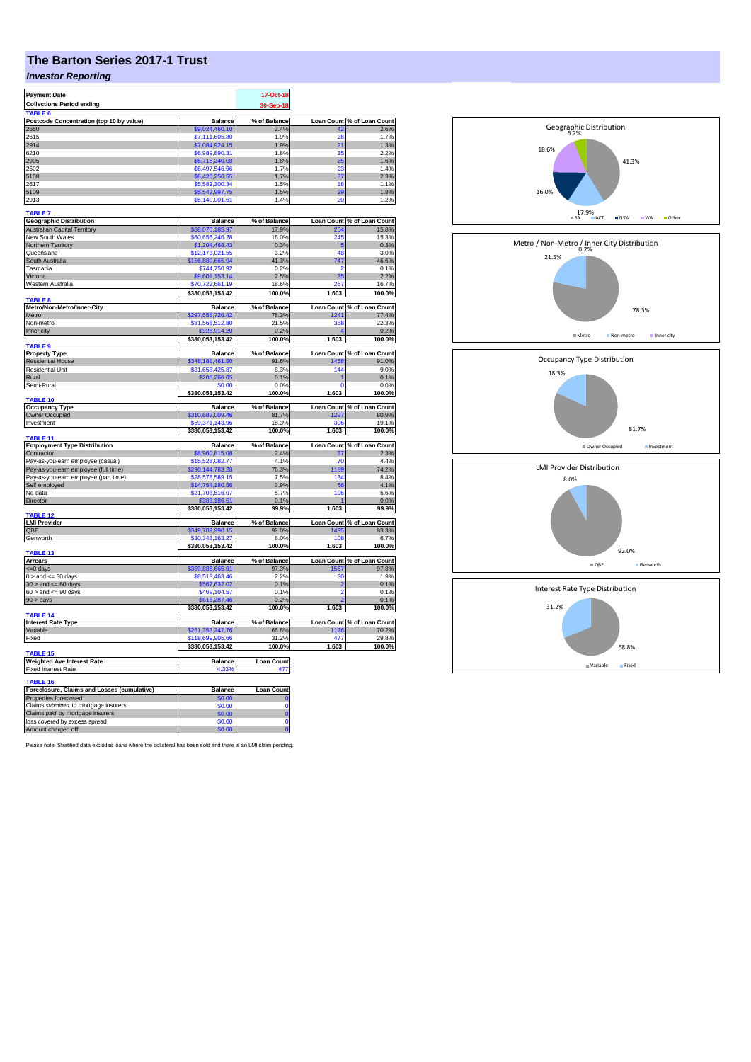# The Barton Series 2017-1 Trust

## *Investor Reporting*

| Payment Date | 17-Oct-18 |
|---|---|
| Collections Period ending | 30-Sep-18 |

**TABLE 6**

| Postcode Concentration (top 10 by value) | Balance | % of Balance | Loan Count | % of Loan Count |
|---|---|---|---|---|
| 2650 | $9,024,460.10 | 2.4% | 42 | 2.6% |
| 2615 | $7,111,605.80 | 1.9% | 28 | 1.7% |
| 2914 | $7,084,924.15 | 1.9% | 21 | 1.3% |
| 6210 | $6,989,890.31 | 1.8% | 35 | 2.2% |
| 2905 | $6,716,240.08 | 1.8% | 25 | 1.6% |
| 2602 | $6,497,546.96 | 1.7% | 23 | 1.4% |
| 5108 | $6,420,256.55 | 1.7% | 37 | 2.3% |
| 2617 | $5,582,300.34 | 1.5% | 18 | 1.1% |
| 5109 | $5,542,997.75 | 1.5% | 29 | 1.8% |
| 2913 | $5,140,001.61 | 1.4% | 20 | 1.2% |

**TABLE 7**

| Geographic Distribution | Balance | % of Balance | Loan Count | % of Loan Count |
|---|---|---|---|---|
| Australian Capital Territory | $68,070,185.97 | 17.9% | 254 | 15.8% |
| New South Wales | $60,656,246.28 | 16.0% | 245 | 15.3% |
| Northern Territory | $1,204,468.43 | 0.3% | 5 | 0.3% |
| Queensland | $12,173,021.55 | 3.2% | 48 | 3.0% |
| South Australia | $156,880,665.94 | 41.3% | 747 | 46.6% |
| Tasmania | $744,750.92 | 0.2% | 2 | 0.1% |
| Victoria | $9,601,153.14 | 2.5% | 35 | 2.2% |
| Western Australia | $70,722,661.19 | 18.6% | 267 | 16.7% |
| | $380,053,153.42 | 100.0% | 1,603 | 100.0% |

**TABLE 8**

| Metro/Non-Metro/Inner-City | Balance | % of Balance | Loan Count | % of Loan Count |
|---|---|---|---|---|
| Metro | $297,555,726.42 | 78.3% | 1241 | 77.4% |
| Non-metro | $81,568,512.80 | 21.5% | 358 | 22.3% |
| Inner city | $928,914.20 | 0.2% | 4 | 0.2% |
| | $380,053,153.42 | 100.0% | 1,603 | 100.0% |

**TABLE 9**

| Property Type | Balance | % of Balance | Loan Count | % of Loan Count |
|---|---|---|---|---|
| Residential House | $348,188,461.50 | 91.6% | 1458 | 91.0% |
| Residential Unit | $31,658,425.87 | 8.3% | 144 | 9.0% |
| Rural | $206,266.05 | 0.1% | 1 | 0.1% |
| Semi-Rural | $0.00 | 0.0% | 0 | 0.0% |
| | $380,053,153.42 | 100.0% | 1,603 | 100.0% |

**TABLE 10**

| Occupancy Type | Balance | % of Balance | Loan Count | % of Loan Count |
|---|---|---|---|---|
| Owner Occupied | $310,682,009.46 | 81.7% | 1297 | 80.9% |
| Investment | $69,371,143.96 | 18.3% | 306 | 19.1% |
| | $380,053,153.42 | 100.0% | 1,603 | 100.0% |

**TABLE 11**

| Employment Type Distribution | Balance | % of Balance | Loan Count | % of Loan Count |
|---|---|---|---|---|
| Contractor | $8,960,815.08 | 2.4% | 37 | 2.3% |
| Pay-as-you-earn employee (casual) | $15,528,082.77 | 4.1% | 70 | 4.4% |
| Pay-as-you-earn employee (full time) | $290,144,783.28 | 76.3% | 1189 | 74.2% |
| Pay-as-you-earn employee (part time) | $28,578,589.15 | 7.5% | 134 | 8.4% |
| Self employed | $14,754,180.56 | 3.9% | 66 | 4.1% |
| No data | $21,703,516.07 | 5.7% | 106 | 6.6% |
| Director | $383,186.51 | 0.1% | 1 | 0.0% |
| | $380,053,153.42 | 99.9% | 1,603 | 99.9% |

**TABLE 12**

| LMI Provider | Balance | % of Balance | Loan Count | % of Loan Count |
|---|---|---|---|---|
| QBE | $349,709,990.15 | 92.0% | 1495 | 93.3% |
| Genworth | $30,343,163.27 | 8.0% | 108 | 6.7% |
| | $380,053,153.42 | 100.0% | 1,603 | 100.0% |

**TABLE 13**

| Arrears | Balance | % of Balance | Loan Count | % of Loan Count |
|---|---|---|---|---|
| <=0 days | $369,886,665.91 | 97.3% | 1567 | 97.8% |
| 0 > and <= 30 days | $8,513,463.46 | 2.2% | 30 | 1.9% |
| 30 > and <= 60 days | $567,632.02 | 0.1% | 2 | 0.1% |
| 60 > and <= 90 days | $469,104.57 | 0.1% | 2 | 0.1% |
| 90 > days | $616,287.46 | 0.2% | 2 | 0.1% |
| | $380,053,153.42 | 100.0% | 1,603 | 100.0% |

**TABLE 14**

| Interest Rate Type | Balance | % of Balance | Loan Count | % of Loan Count |
|---|---|---|---|---|
| Variable | $261,353,247.76 | 68.8% | 1126 | 70.2% |
| Fixed | $118,699,905.66 | 31.2% | 477 | 29.8% |
| | $380,053,153.42 | 100.0% | 1,603 | 100.0% |

**TABLE 15**

| Weighted Ave Interest Rate | Balance | Loan Count |
|---|---|---|
| Fixed Interest Rate | 4.33% | 477 |

**TABLE 16**

| Foreclosure, Claims and Losses (cumulative) | Balance | Loan Count |
|---|---|---|
| Properties foreclosed | $0.00 | 0 |
| Claims *submitted* to mortgage insurers | $0.00 | 0 |
| Claims *paid* by mortgage insurers | $0.00 | 0 |
| loss covered by excess spread | $0.00 | 0 |
| Amount charged off | $0.00 | 0 |

Please note: Stratified data excludes loans where the collateral has been sold and there is an LMI claim pending.

Geographic Distribution

SA 41.3%, ACT 17.9%, NSW 16.0%, WA 18.6%, Other 6.2%

Metro / Non-Metro / Inner City Distribution

Metro 78.3%, Non-metro 21.5%, Inner city 0.2%

Occupancy Type Distribution

Owner Occupied 81.7%, Investment 18.3%

LMI Provider Distribution

QBE 92.0%, Genworth 8.0%

Interest Rate Type Distribution

Variable 68.8%, Fixed 31.2%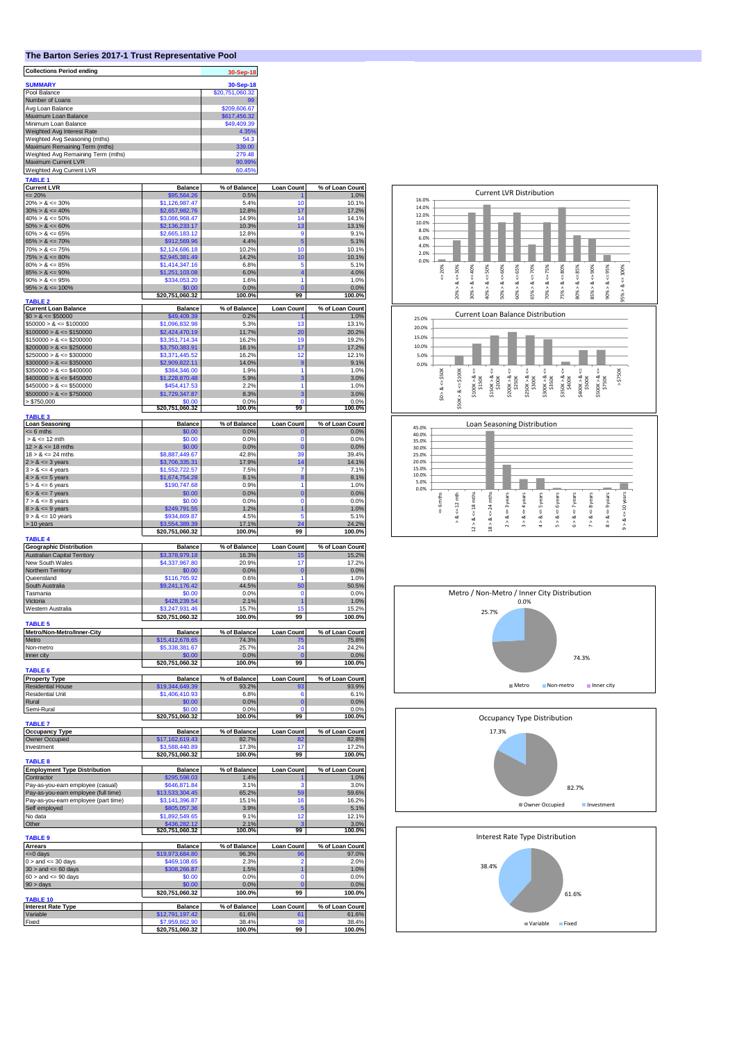# The Barton Series 2017-1 Trust Representative Pool

| Collections Period ending | 30-Sep-18 |
|---|---|

| SUMMARY | 30-Sep-18 |
|---|---|
| Pool Balance | $20,751,060.32 |
| Number of Loans | 99 |
| Avg Loan Balance | $209,606.67 |
| Maximum Loan Balance | $617,456.32 |
| Minimum Loan Balance | $49,409.39 |
| Weighted Avg Interest Rate | 4.35% |
| Weighted Avg Seasoning (mths) | 54.3 |
| Maximum Remaining Term (mths) | 339.00 |
| Weighted Avg Remaining Term (mths) | 279.48 |
| Maximum Current LVR | 90.99% |
| Weighted Avg Current LVR | 60.45% |

**TABLE 1**

| Current LVR | Balance | % of Balance | Loan Count | % of Loan Count |
|---|---|---|---|---|
| <= 20% | $95,564.26 | 0.5% | 1 | 1.0% |
| 20% > & <= 30% | $1,126,987.47 | 5.4% | 10 | 10.1% |
| 30% > & <= 40% | $2,657,982.76 | 12.8% | 17 | 17.2% |
| 40% > & <= 50% | $3,086,968.47 | 14.9% | 14 | 14.1% |
| 50% > & <= 60% | $2,136,233.17 | 10.3% | 13 | 13.1% |
| 60% > & <= 65% | $2,665,183.12 | 12.8% | 9 | 9.1% |
| 65% > & <= 70% | $912,569.96 | 4.4% | 5 | 5.1% |
| 70% > & <= 75% | $2,124,686.18 | 10.2% | 10 | 10.1% |
| 75% > & <= 80% | $2,945,381.49 | 14.2% | 10 | 10.1% |
| 80% > & <= 85% | $1,414,347.16 | 6.8% | 5 | 5.1% |
| 85% > & <= 90% | $1,251,103.08 | 6.0% | 4 | 4.0% |
| 90% > & <= 95% | $334,053.20 | 1.6% | 1 | 1.0% |
| 95% > & <= 100% | $0.00 | 0.0% | 0 | 0.0% |
| | $20,751,060.32 | 100.0% | 99 | 100.0% |

**TABLE 2**

| Current Loan Balance | Balance | % of Balance | Loan Count | % of Loan Count |
|---|---|---|---|---|
| $0 > & <= $50000 | $49,409.39 | 0.2% | 1 | 1.0% |
| $50000 > & <= $100000 | $1,096,832.98 | 5.3% | 13 | 13.1% |
| $100000 > & <= $150000 | $2,424,470.19 | 11.7% | 20 | 20.2% |
| $150000 > & <= $200000 | $3,351,714.34 | 16.2% | 19 | 19.2% |
| $200000 > & <= $250000 | $3,750,383.91 | 18.1% | 17 | 17.2% |
| $250000 > & <= $300000 | $3,371,445.52 | 16.2% | 12 | 12.1% |
| $300000 > & <= $350000 | $2,909,822.11 | 14.0% | 9 | 9.1% |
| $350000 > & <= $400000 | $384,346.00 | 1.9% | 1 | 1.0% |
| $400000 > & <= $450000 | $1,228,670.48 | 5.9% | 3 | 3.0% |
| $450000 > & <= $500000 | $454,417.53 | 2.2% | 1 | 1.0% |
| $500000 > & <= $750000 | $1,729,347.87 | 8.3% | 3 | 3.0% |
| > $750,000 | $0.00 | 0.0% | 0 | 0.0% |
| | $20,751,060.32 | 100.0% | 99 | 100.0% |

**TABLE 3**

| Loan Seasoning | Balance | % of Balance | Loan Count | % of Loan Count |
|---|---|---|---|---|
| <= 6 mths | $0.00 | 0.0% | 0 | 0.0% |
| > & <= 12 mth | $0.00 | 0.0% | 0 | 0.0% |
| 12 > & <= 18 mths | $0.00 | 0.0% | 0 | 0.0% |
| 18 > & <= 24 mths | $8,887,449.67 | 42.8% | 39 | 39.4% |
| 2 > & <= 3 years | $3,706,335.31 | 17.9% | 14 | 14.1% |
| 3 > & <= 4 years | $1,552,722.57 | 7.5% | 7 | 7.1% |
| 4 > & <= 5 years | $1,674,754.28 | 8.1% | 8 | 8.1% |
| 5 > & <= 6 years | $190,747.68 | 0.9% | 1 | 1.0% |
| 6 > & <= 7 years | $0.00 | 0.0% | 0 | 0.0% |
| 7 > & <= 8 years | $0.00 | 0.0% | 0 | 0.0% |
| 8 > & <= 9 years | $249,791.55 | 1.2% | 1 | 1.0% |
| 9 > & <= 10 years | $934,869.87 | 4.5% | 5 | 5.1% |
| > 10 years | $3,554,389.39 | 17.1% | 24 | 24.2% |
| | $20,751,060.32 | 100.0% | 99 | 100.0% |

**TABLE 4**

| Geographic Distribution | Balance | % of Balance | Loan Count | % of Loan Count |
|---|---|---|---|---|
| Australian Capital Territory | $3,378,979.18 | 16.3% | 15 | 15.2% |
| New South Wales | $4,337,967.80 | 20.9% | 17 | 17.2% |
| Northern Territory | $0.00 | 0.0% | 0 | 0.0% |
| Queensland | $116,765.92 | 0.6% | 1 | 1.0% |
| South Australia | $9,241,176.42 | 44.5% | 50 | 50.5% |
| Tasmania | $0.00 | 0.0% | 0 | 0.0% |
| Victoria | $428,239.54 | 2.1% | 1 | 1.0% |
| Western Australia | $3,247,931.46 | 15.7% | 15 | 15.2% |
| | $20,751,060.32 | 100.0% | 99 | 100.0% |

**TABLE 5**

| Metro/Non-Metro/Inner-City | Balance | % of Balance | Loan Count | % of Loan Count |
|---|---|---|---|---|
| Metro | $15,412,678.65 | 74.3% | 75 | 75.8% |
| Non-metro | $5,338,381.67 | 25.7% | 24 | 24.2% |
| Inner city | $0.00 | 0.0% | 0 | 0.0% |
| | $20,751,060.32 | 100.0% | 99 | 100.0% |

**TABLE 6**

| Property Type | Balance | % of Balance | Loan Count | % of Loan Count |
|---|---|---|---|---|
| Residential House | $19,344,649.39 | 93.2% | 93 | 93.9% |
| Residential Unit | $1,406,410.93 | 6.8% | 6 | 6.1% |
| Rural | $0.00 | 0.0% | 0 | 0.0% |
| Semi-Rural | $0.00 | 0.0% | 0 | 0.0% |
| | $20,751,060.32 | 100.0% | 99 | 100.0% |

**TABLE 7**

| Occupancy Type | Balance | % of Balance | Loan Count | % of Loan Count |
|---|---|---|---|---|
| Owner Occupied | $17,162,619.43 | 82.7% | 82 | 82.8% |
| Investment | $3,588,440.89 | 17.3% | 17 | 17.2% |
| | $20,751,060.32 | 100.0% | 99 | 100.0% |

**TABLE 8**

| Employment Type Distribution | Balance | % of Balance | Loan Count | % of Loan Count |
|---|---|---|---|---|
| Contractor | $295,598.03 | 1.4% | 1 | 1.0% |
| Pay-as-you-earn employee (casual) | $646,871.84 | 3.1% | 3 | 3.0% |
| Pay-as-you-earn employee (full time) | $13,533,304.45 | 65.2% | 59 | 59.6% |
| Pay-as-you-earn employee (part time) | $3,141,396.87 | 15.1% | 16 | 16.2% |
| Self employed | $805,057.36 | 3.9% | 5 | 5.1% |
| No data | $1,892,549.65 | 9.1% | 12 | 12.1% |
| Other | $436,282.12 | 2.1% | 3 | 3.0% |
| | $20,751,060.32 | 100.0% | 99 | 100.0% |

**TABLE 9**

| Arrears | Balance | % of Balance | Loan Count | % of Loan Count |
|---|---|---|---|---|
| <=0 days | $19,973,684.80 | 96.3% | 96 | 97.0% |
| 0 > and <= 30 days | $469,108.65 | 2.3% | 2 | 2.0% |
| 30 > and <= 60 days | $308,266.87 | 1.5% | 1 | 1.0% |
| 60 > and <= 90 days | $0.00 | 0.0% | 0 | 0.0% |
| 90 > days | $0.00 | 0.0% | 0 | 0.0% |
| | $20,751,060.32 | 100.0% | 99 | 100.0% |

**TABLE 10**

| Interest Rate Type | Balance | % of Balance | Loan Count | % of Loan Count |
|---|---|---|---|---|
| Variable | $12,791,197.42 | 61.6% | 61 | 61.6% |
| Fixed | $7,959,862.90 | 38.4% | 38 | 38.4% |
| | $20,751,060.32 | 100.0% | 99 | 100.0% |

Current LVR Distribution
16.0%
14.0%
12.0%
10.0%
8.0%
6.0%
4.0%
2.0%
0.0%
<= 20%
20% > & <= 30%
30% > & <= 40%
40% > & <= 50%
50% > & <= 60%
60% > & <= 65%
65% > & <= 70%
70% > & <= 75%
75% > & <= 80%
80% > & <= 85%
85% > & <= 90%
90% > & <= 95%
95% > & <= 100%

Current Loan Balance Distribution
25.0%
20.0%
15.0%
10.0%
5.0%
0.0%
$0 > & <= $50K
$50K > & <= $100K
$100K > & <= $150K
$150K > & <= $200K
$200K > & <= $250K
$250K > & <= $300K
$300K > & <= $350K
$350K > & <= $400K
$400K > & <= $500K
$500K > & <= $750K
> $750K

Loan Seasoning Distribution
45.0%
40.0%
35.0%
30.0%
25.0%
20.0%
15.0%
10.0%
5.0%
0.0%
<= 6 mths
> & <= 12 mth
12 > & <= 18 mths
18 > & <= 24 mths
2 > & <= 3 years
3 > & <= 4 years
4 > & <= 5 years
5 > & <= 6 years
6 > & <= 7 years
7 > & <= 8 years
8 > & <= 9 years
9 > & <= 10 years

Metro / Non-Metro / Inner City Distribution
0.0%
25.7%
74.3%
Metro
Non-metro
Inner city

Occupancy Type Distribution
17.3%
82.7%
Owner Occupied
Investment

Interest Rate Type Distribution
38.4%
61.6%
Variable
Fixed